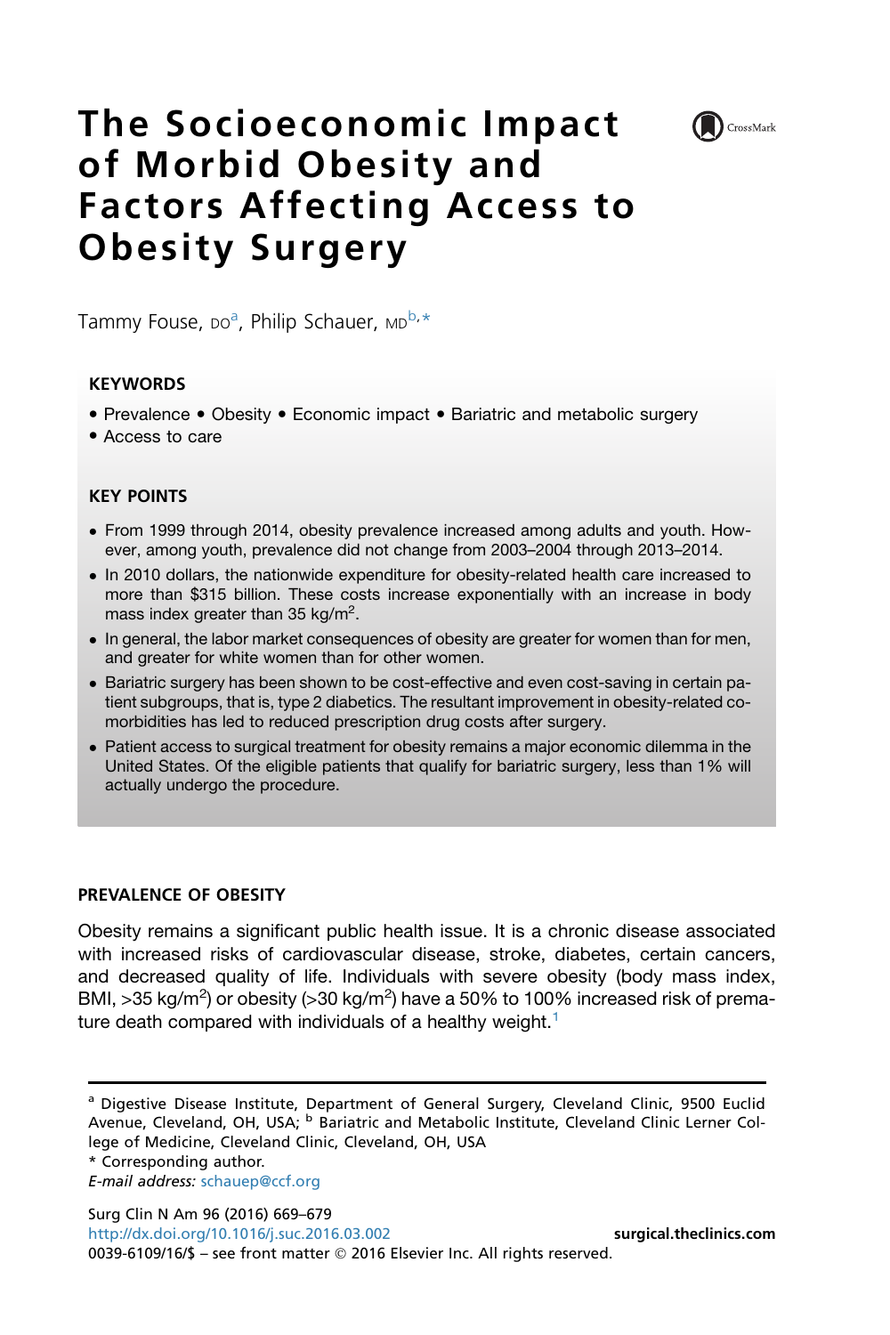# The Socioeconomic Impact of Morbid Obesity and Factors Affecting Access to Obesity Surgery

Tammy Fouse, DO[a], Philip Schauer, MD[b,*]

**KEYWORDS**

- Prevalence • Obesity • Economic impact • Bariatric and metabolic surgery
- Access to care

**KEY POINTS**

- From 1999 through 2014, obesity prevalence increased among adults and youth. However, among youth, prevalence did not change from 2003–2004 through 2013–2014.
- In 2010 dollars, the nationwide expenditure for obesity-related health care increased to more than $315 billion. These costs increase exponentially with an increase in body mass index greater than 35 kg/m$^2$.
- In general, the labor market consequences of obesity are greater for women than for men, and greater for white women than for other women.
- Bariatric surgery has been shown to be cost-effective and even cost-saving in certain patient subgroups, that is, type 2 diabetics. The resultant improvement in obesity-related comorbidities has led to reduced prescription drug costs after surgery.
- Patient access to surgical treatment for obesity remains a major economic dilemma in the United States. Of the eligible patients that qualify for bariatric surgery, less than 1% will actually undergo the procedure.

## PREVALENCE OF OBESITY

Obesity remains a significant public health issue. It is a chronic disease associated with increased risks of cardiovascular disease, stroke, diabetes, certain cancers, and decreased quality of life. Individuals with severe obesity (body mass index, BMI, >35 kg/m$^2$) or obesity (>30 kg/m$^2$) have a 50% to 100% increased risk of premature death compared with individuals of a healthy weight.[1]

[a] Digestive Disease Institute, Department of General Surgery, Cleveland Clinic, 9500 Euclid Avenue, Cleveland, OH, USA; [b] Bariatric and Metabolic Institute, Cleveland Clinic Lerner College of Medicine, Cleveland Clinic, Cleveland, OH, USA

* Corresponding author.

*E-mail address:* schauep@ccf.org

http://dx.doi.org/10.1016/j.suc.2016.03.002

0039-6109/16/$ – see front matter © 2016 Elsevier Inc. All rights reserved.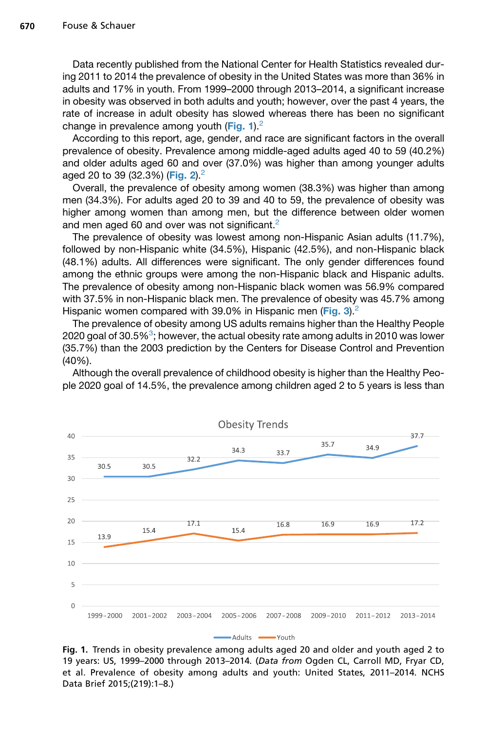Data recently published from the National Center for Health Statistics revealed during 2011 to 2014 the prevalence of obesity in the United States was more than 36% in adults and 17% in youth. From 1999–2000 through 2013–2014, a significant increase in obesity was observed in both adults and youth; however, over the past 4 years, the rate of increase in adult obesity has slowed whereas there has been no significant change in prevalence among youth (**Fig. 1**).[2]

According to this report, age, gender, and race are significant factors in the overall prevalence of obesity. Prevalence among middle-aged adults aged 40 to 59 (40.2%) and older adults aged 60 and over (37.0%) was higher than among younger adults aged 20 to 39 (32.3%) (**Fig. 2**).[2]

Overall, the prevalence of obesity among women (38.3%) was higher than among men (34.3%). For adults aged 20 to 39 and 40 to 59, the prevalence of obesity was higher among women than among men, but the difference between older women and men aged 60 and over was not significant.[2]

The prevalence of obesity was lowest among non-Hispanic Asian adults (11.7%), followed by non-Hispanic white (34.5%), Hispanic (42.5%), and non-Hispanic black (48.1%) adults. All differences were significant. The only gender differences found among the ethnic groups were among the non-Hispanic black and Hispanic adults. The prevalence of obesity among non-Hispanic black women was 56.9% compared with 37.5% in non-Hispanic black men. The prevalence of obesity was 45.7% among Hispanic women compared with 39.0% in Hispanic men (**Fig. 3**).[2]

The prevalence of obesity among US adults remains higher than the Healthy People 2020 goal of 30.5%[3]; however, the actual obesity rate among adults in 2010 was lower (35.7%) than the 2003 prediction by the Centers for Disease Control and Prevention (40%).

Although the overall prevalence of childhood obesity is higher than the Healthy People 2020 goal of 14.5%, the prevalence among children aged 2 to 5 years is less than

Obesity Trends

| | 1999–2000 | 2001–2002 | 2003–2004 | 2005–2006 | 2007–2008 | 2009–2010 | 2011–2012 | 2013–2014 |
|---|---|---|---|---|---|---|---|---|
| Adults | 30.5 | 30.5 | 32.2 | 34.3 | 33.7 | 35.7 | 34.9 | 37.7 |
| Youth | 13.9 | 15.4 | 17.1 | 15.4 | 16.8 | 16.9 | 16.9 | 17.2 |

**Fig. 1.** Trends in obesity prevalence among adults aged 20 and older and youth aged 2 to 19 years: US, 1999–2000 through 2013–2014. (*Data from* Ogden CL, Carroll MD, Fryar CD, et al. Prevalence of obesity among adults and youth: United States, 2011–2014. NCHS Data Brief 2015;(219):1–8.)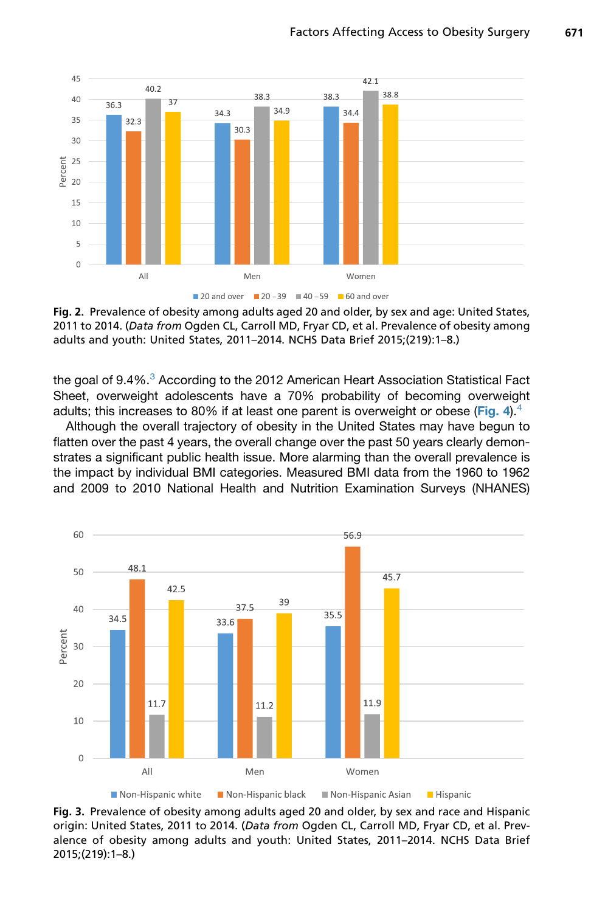Fig. 2. Prevalence of obesity among adults aged 20 and older, by sex and age: United States, 2011 to 2014. (*Data from* Ogden CL, Carroll MD, Fryar CD, et al. Prevalence of obesity among adults and youth: United States, 2011–2014. NCHS Data Brief 2015;(219):1–8.)

the goal of 9.4%.[3] According to the 2012 American Heart Association Statistical Fact Sheet, overweight adolescents have a 70% probability of becoming overweight adults; this increases to 80% if at least one parent is overweight or obese (**Fig. 4**).[4]

Although the overall trajectory of obesity in the United States may have begun to flatten over the past 4 years, the overall change over the past 50 years clearly demonstrates a significant public health issue. More alarming than the overall prevalence is the impact by individual BMI categories. Measured BMI data from the 1960 to 1962 and 2009 to 2010 National Health and Nutrition Examination Surveys (NHANES)

Fig. 3. Prevalence of obesity among adults aged 20 and older, by sex and race and Hispanic origin: United States, 2011 to 2014. (*Data from* Ogden CL, Carroll MD, Fryar CD, et al. Prevalence of obesity among adults and youth: United States, 2011–2014. NCHS Data Brief 2015;(219):1–8.)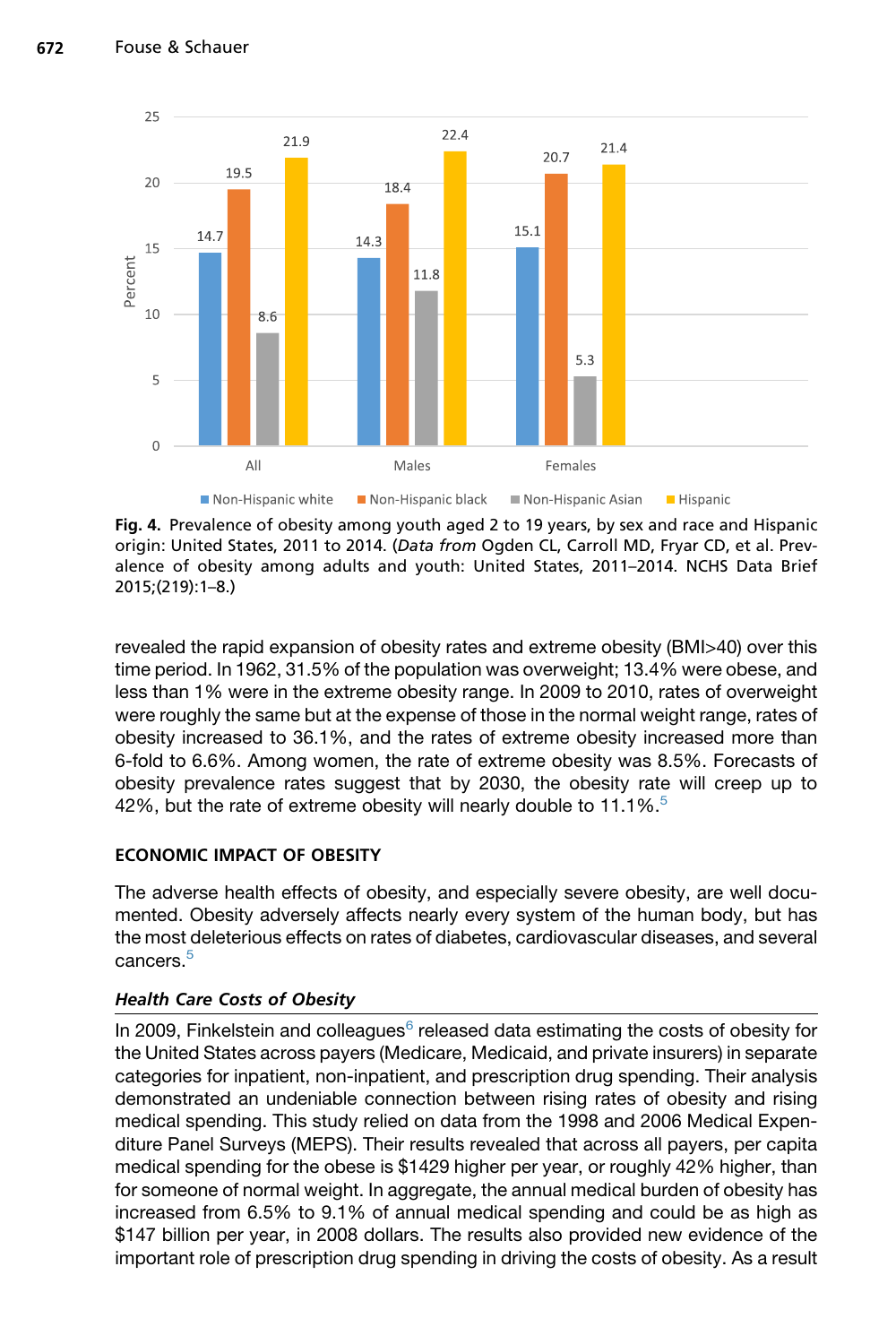Fig. 4. Prevalence of obesity among youth aged 2 to 19 years, by sex and race and Hispanic origin: United States, 2011 to 2014. (*Data from* Ogden CL, Carroll MD, Fryar CD, et al. Prevalence of obesity among adults and youth: United States, 2011–2014. NCHS Data Brief 2015;(219):1–8.)

revealed the rapid expansion of obesity rates and extreme obesity (BMI>40) over this time period. In 1962, 31.5% of the population was overweight; 13.4% were obese, and less than 1% were in the extreme obesity range. In 2009 to 2010, rates of overweight were roughly the same but at the expense of those in the normal weight range, rates of obesity increased to 36.1%, and the rates of extreme obesity increased more than 6-fold to 6.6%. Among women, the rate of extreme obesity was 8.5%. Forecasts of obesity prevalence rates suggest that by 2030, the obesity rate will creep up to 42%, but the rate of extreme obesity will nearly double to 11.1%.[5]

## ECONOMIC IMPACT OF OBESITY

The adverse health effects of obesity, and especially severe obesity, are well documented. Obesity adversely affects nearly every system of the human body, but has the most deleterious effects on rates of diabetes, cardiovascular diseases, and several cancers.[5]

### *Health Care Costs of Obesity*

In 2009, Finkelstein and colleagues[6] released data estimating the costs of obesity for the United States across payers (Medicare, Medicaid, and private insurers) in separate categories for inpatient, non-inpatient, and prescription drug spending. Their analysis demonstrated an undeniable connection between rising rates of obesity and rising medical spending. This study relied on data from the 1998 and 2006 Medical Expenditure Panel Surveys (MEPS). Their results revealed that across all payers, per capita medical spending for the obese is $1429 higher per year, or roughly 42% higher, than for someone of normal weight. In aggregate, the annual medical burden of obesity has increased from 6.5% to 9.1% of annual medical spending and could be as high as $147 billion per year, in 2008 dollars. The results also provided new evidence of the important role of prescription drug spending in driving the costs of obesity. As a result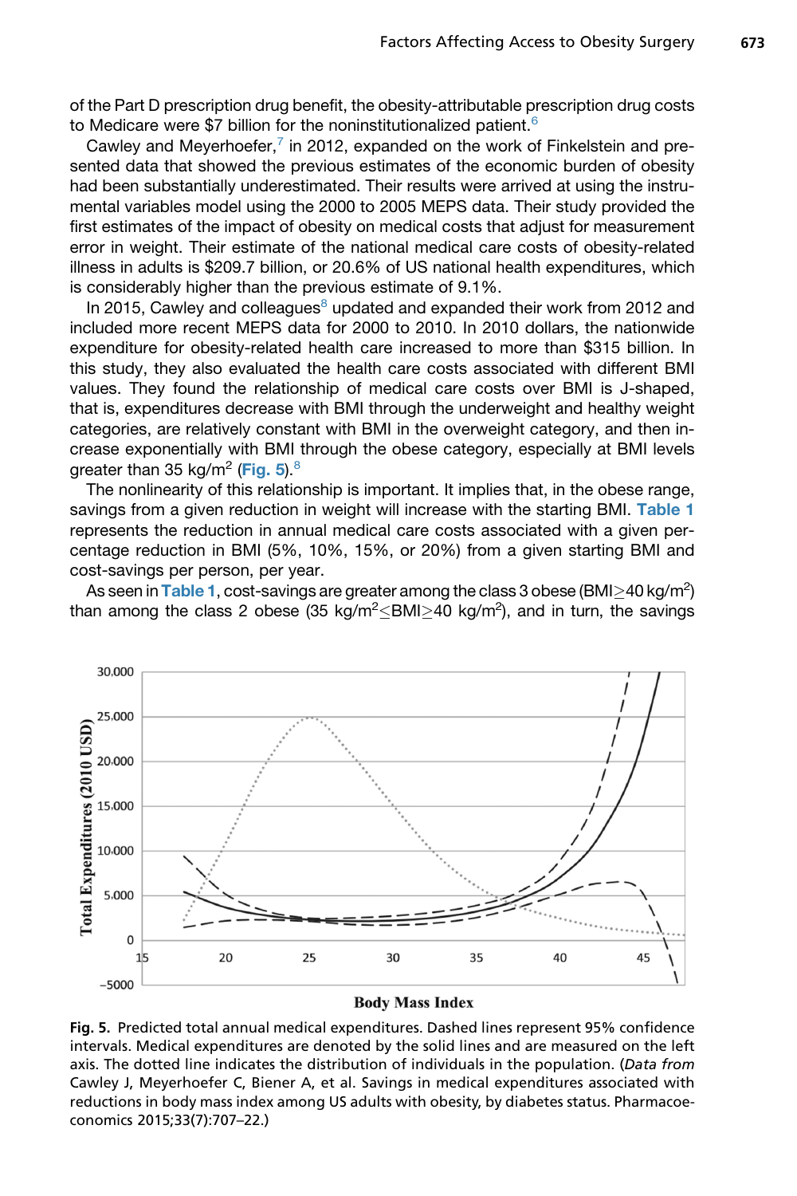of the Part D prescription drug benefit, the obesity-attributable prescription drug costs to Medicare were $7 billion for the noninstitutionalized patient.[6]

Cawley and Meyerhoefer,[7] in 2012, expanded on the work of Finkelstein and presented data that showed the previous estimates of the economic burden of obesity had been substantially underestimated. Their results were arrived at using the instrumental variables model using the 2000 to 2005 MEPS data. Their study provided the first estimates of the impact of obesity on medical costs that adjust for measurement error in weight. Their estimate of the national medical care costs of obesity-related illness in adults is $209.7 billion, or 20.6% of US national health expenditures, which is considerably higher than the previous estimate of 9.1%.

In 2015, Cawley and colleagues[8] updated and expanded their work from 2012 and included more recent MEPS data for 2000 to 2010. In 2010 dollars, the nationwide expenditure for obesity-related health care increased to more than $315 billion. In this study, they also evaluated the health care costs associated with different BMI values. They found the relationship of medical care costs over BMI is J-shaped, that is, expenditures decrease with BMI through the underweight and healthy weight categories, are relatively constant with BMI in the overweight category, and then increase exponentially with BMI through the obese category, especially at BMI levels greater than 35 kg/m$^2$ (**Fig. 5**).[8]

The nonlinearity of this relationship is important. It implies that, in the obese range, savings from a given reduction in weight will increase with the starting BMI. **Table 1** represents the reduction in annual medical care costs associated with a given percentage reduction in BMI (5%, 10%, 15%, or 20%) from a given starting BMI and cost-savings per person, per year.

As seen in **Table 1**, cost-savings are greater among the class 3 obese (BMI$\geq$40 kg/m$^2$) than among the class 2 obese (35 kg/m$^2$$\leq$BMI$\geq$40 kg/m$^2$), and in turn, the savings

**Fig. 5.** Predicted total annual medical expenditures. Dashed lines represent 95% confidence intervals. Medical expenditures are denoted by the solid lines and are measured on the left axis. The dotted line indicates the distribution of individuals in the population. (*Data from* Cawley J, Meyerhoefer C, Biener A, et al. Savings in medical expenditures associated with reductions in body mass index among US adults with obesity, by diabetes status. Pharmacoeconomics 2015;33(7):707–22.)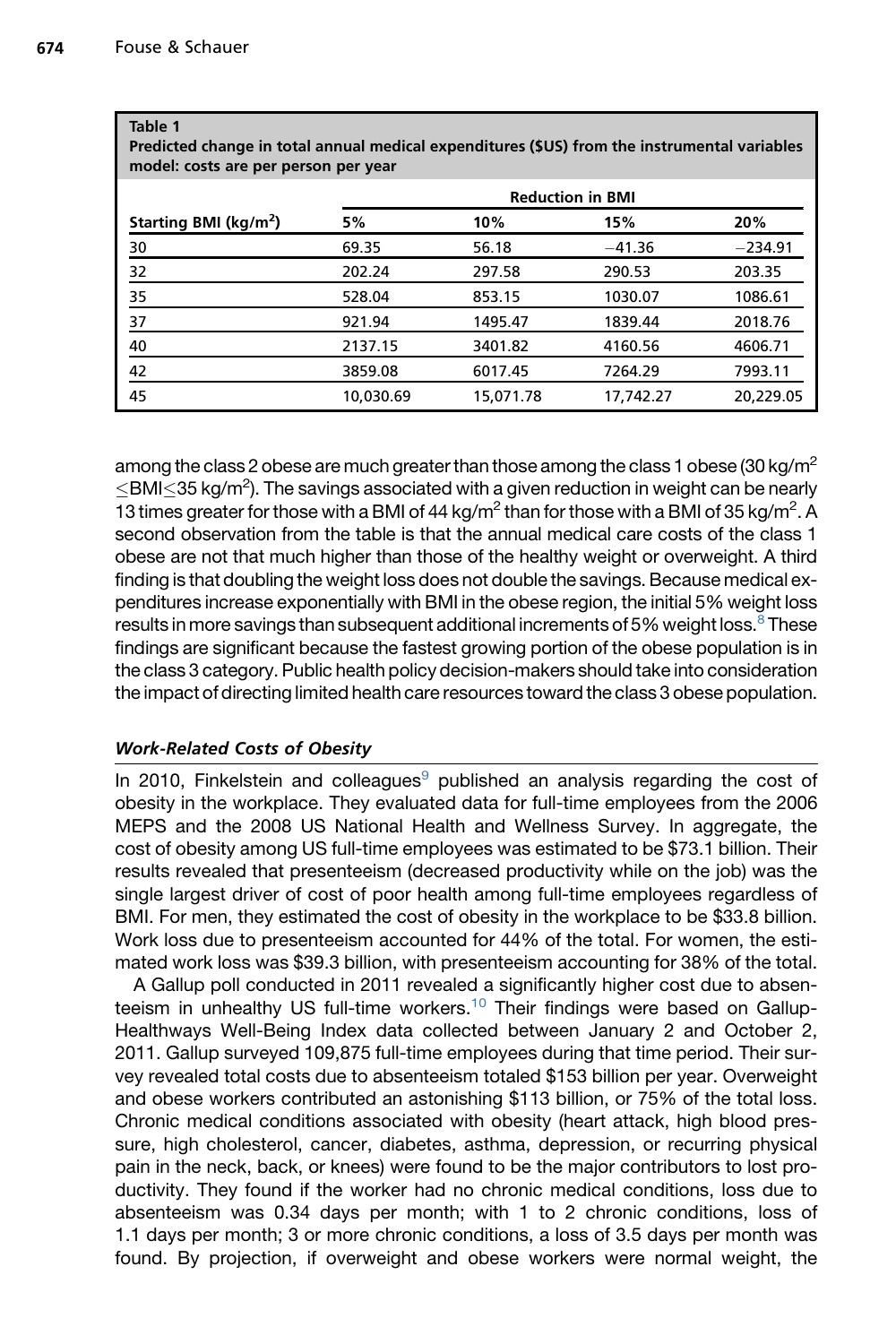**Table 1**
**Predicted change in total annual medical expenditures ($US) from the instrumental variables model: costs are per person per year**

| Starting BMI (kg/m$^2$) | Reduction in BMI | | | |
|---|---|---|---|---|
| | 5% | 10% | 15% | 20% |
| 30 | 69.35 | 56.18 | −41.36 | −234.91 |
| 32 | 202.24 | 297.58 | 290.53 | 203.35 |
| 35 | 528.04 | 853.15 | 1030.07 | 1086.61 |
| 37 | 921.94 | 1495.47 | 1839.44 | 2018.76 |
| 40 | 2137.15 | 3401.82 | 4160.56 | 4606.71 |
| 42 | 3859.08 | 6017.45 | 7264.29 | 7993.11 |
| 45 | 10,030.69 | 15,071.78 | 17,742.27 | 20,229.05 |

among the class 2 obese are much greater than those among the class 1 obese (30 kg/m$^2$ $\leq$BMI$\leq$35 kg/m$^2$). The savings associated with a given reduction in weight can be nearly 13 times greater for those with a BMI of 44 kg/m$^2$ than for those with a BMI of 35 kg/m$^2$. A second observation from the table is that the annual medical care costs of the class 1 obese are not that much higher than those of the healthy weight or overweight. A third finding is that doubling the weight loss does not double the savings. Because medical expenditures increase exponentially with BMI in the obese region, the initial 5% weight loss results in more savings than subsequent additional increments of 5% weight loss.[8] These findings are significant because the fastest growing portion of the obese population is in the class 3 category. Public health policy decision-makers should take into consideration the impact of directing limited health care resources toward the class 3 obese population.

### *Work-Related Costs of Obesity*

In 2010, Finkelstein and colleagues[9] published an analysis regarding the cost of obesity in the workplace. They evaluated data for full-time employees from the 2006 MEPS and the 2008 US National Health and Wellness Survey. In aggregate, the cost of obesity among US full-time employees was estimated to be $73.1 billion. Their results revealed that presenteeism (decreased productivity while on the job) was the single largest driver of cost of poor health among full-time employees regardless of BMI. For men, they estimated the cost of obesity in the workplace to be $33.8 billion. Work loss due to presenteeism accounted for 44% of the total. For women, the estimated work loss was $39.3 billion, with presenteeism accounting for 38% of the total.

A Gallup poll conducted in 2011 revealed a significantly higher cost due to absenteeism in unhealthy US full-time workers.[10] Their findings were based on Gallup-Healthways Well-Being Index data collected between January 2 and October 2, 2011. Gallup surveyed 109,875 full-time employees during that time period. Their survey revealed total costs due to absenteeism totaled $153 billion per year. Overweight and obese workers contributed an astonishing $113 billion, or 75% of the total loss. Chronic medical conditions associated with obesity (heart attack, high blood pressure, high cholesterol, cancer, diabetes, asthma, depression, or recurring physical pain in the neck, back, or knees) were found to be the major contributors to lost productivity. They found if the worker had no chronic medical conditions, loss due to absenteeism was 0.34 days per month; with 1 to 2 chronic conditions, loss of 1.1 days per month; 3 or more chronic conditions, a loss of 3.5 days per month was found. By projection, if overweight and obese workers were normal weight, the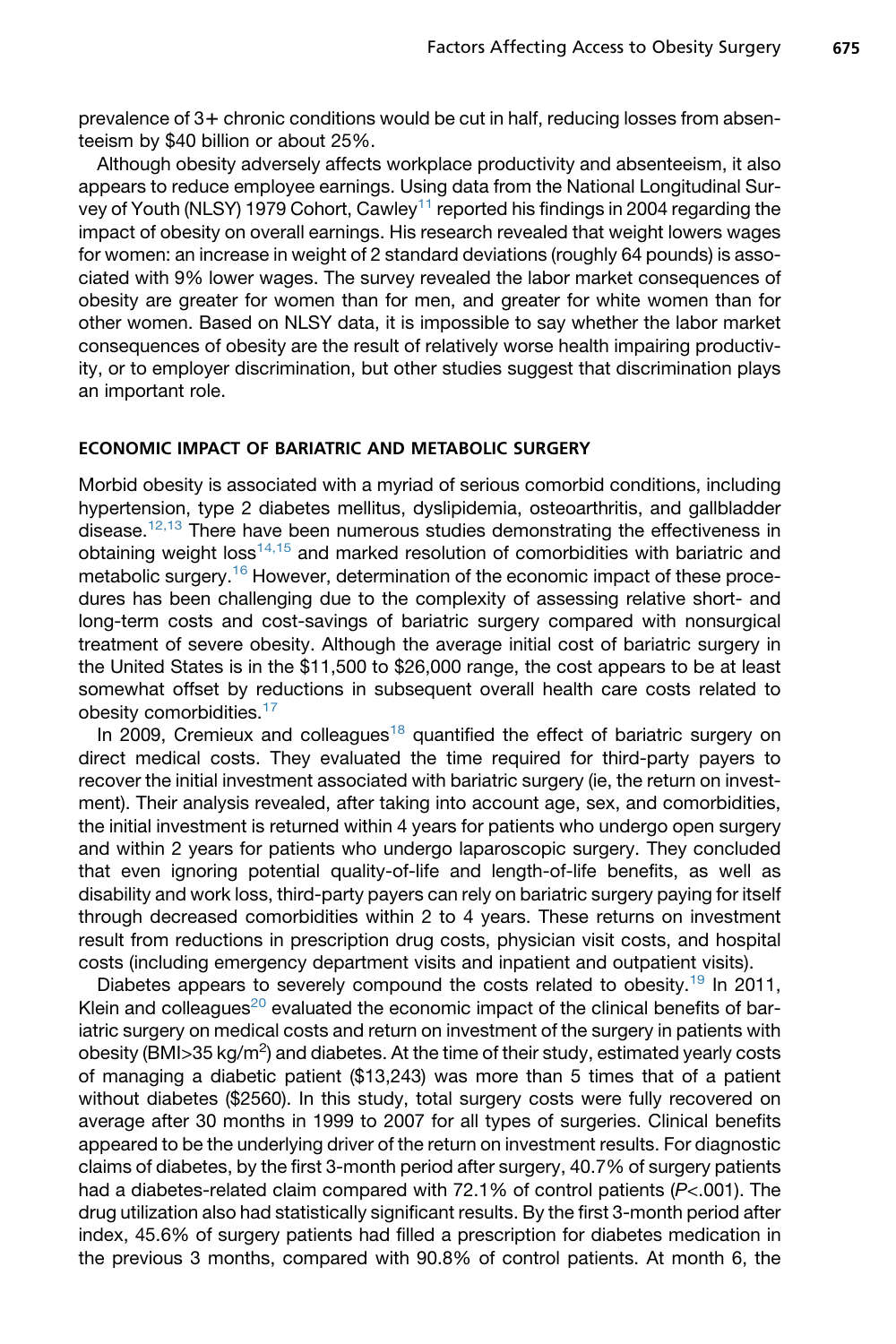prevalence of 3+ chronic conditions would be cut in half, reducing losses from absenteeism by $40 billion or about 25%.

Although obesity adversely affects workplace productivity and absenteeism, it also appears to reduce employee earnings. Using data from the National Longitudinal Survey of Youth (NLSY) 1979 Cohort, Cawley[11] reported his findings in 2004 regarding the impact of obesity on overall earnings. His research revealed that weight lowers wages for women: an increase in weight of 2 standard deviations (roughly 64 pounds) is associated with 9% lower wages. The survey revealed the labor market consequences of obesity are greater for women than for men, and greater for white women than for other women. Based on NLSY data, it is impossible to say whether the labor market consequences of obesity are the result of relatively worse health impairing productivity, or to employer discrimination, but other studies suggest that discrimination plays an important role.

## ECONOMIC IMPACT OF BARIATRIC AND METABOLIC SURGERY

Morbid obesity is associated with a myriad of serious comorbid conditions, including hypertension, type 2 diabetes mellitus, dyslipidemia, osteoarthritis, and gallbladder disease.[12,13] There have been numerous studies demonstrating the effectiveness in obtaining weight loss[14,15] and marked resolution of comorbidities with bariatric and metabolic surgery.[16] However, determination of the economic impact of these procedures has been challenging due to the complexity of assessing relative short- and long-term costs and cost-savings of bariatric surgery compared with nonsurgical treatment of severe obesity. Although the average initial cost of bariatric surgery in the United States is in the $11,500 to $26,000 range, the cost appears to be at least somewhat offset by reductions in subsequent overall health care costs related to obesity comorbidities.[17]

In 2009, Cremieux and colleagues[18] quantified the effect of bariatric surgery on direct medical costs. They evaluated the time required for third-party payers to recover the initial investment associated with bariatric surgery (ie, the return on investment). Their analysis revealed, after taking into account age, sex, and comorbidities, the initial investment is returned within 4 years for patients who undergo open surgery and within 2 years for patients who undergo laparoscopic surgery. They concluded that even ignoring potential quality-of-life and length-of-life benefits, as well as disability and work loss, third-party payers can rely on bariatric surgery paying for itself through decreased comorbidities within 2 to 4 years. These returns on investment result from reductions in prescription drug costs, physician visit costs, and hospital costs (including emergency department visits and inpatient and outpatient visits).

Diabetes appears to severely compound the costs related to obesity.[19] In 2011, Klein and colleagues[20] evaluated the economic impact of the clinical benefits of bariatric surgery on medical costs and return on investment of the surgery in patients with obesity (BMI>35 kg/m$^2$) and diabetes. At the time of their study, estimated yearly costs of managing a diabetic patient ($13,243) was more than 5 times that of a patient without diabetes ($2560). In this study, total surgery costs were fully recovered on average after 30 months in 1999 to 2007 for all types of surgeries. Clinical benefits appeared to be the underlying driver of the return on investment results. For diagnostic claims of diabetes, by the first 3-month period after surgery, 40.7% of surgery patients had a diabetes-related claim compared with 72.1% of control patients ($P<.001$). The drug utilization also had statistically significant results. By the first 3-month period after index, 45.6% of surgery patients had filled a prescription for diabetes medication in the previous 3 months, compared with 90.8% of control patients. At month 6, the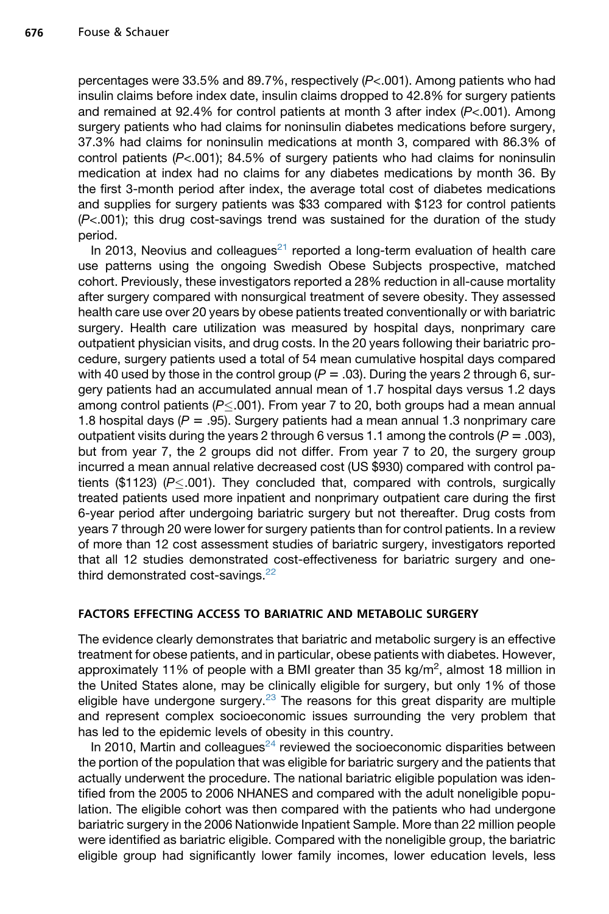percentages were 33.5% and 89.7%, respectively ($P<.001$). Among patients who had insulin claims before index date, insulin claims dropped to 42.8% for surgery patients and remained at 92.4% for control patients at month 3 after index ($P<.001$). Among surgery patients who had claims for noninsulin diabetes medications before surgery, 37.3% had claims for noninsulin medications at month 3, compared with 86.3% of control patients ($P<.001$); 84.5% of surgery patients who had claims for noninsulin medication at index had no claims for any diabetes medications by month 36. By the first 3-month period after index, the average total cost of diabetes medications and supplies for surgery patients was $33 compared with $123 for control patients ($P<.001$); this drug cost-savings trend was sustained for the duration of the study period.

In 2013, Neovius and colleagues[21] reported a long-term evaluation of health care use patterns using the ongoing Swedish Obese Subjects prospective, matched cohort. Previously, these investigators reported a 28% reduction in all-cause mortality after surgery compared with nonsurgical treatment of severe obesity. They assessed health care use over 20 years by obese patients treated conventionally or with bariatric surgery. Health care utilization was measured by hospital days, nonprimary care outpatient physician visits, and drug costs. In the 20 years following their bariatric procedure, surgery patients used a total of 54 mean cumulative hospital days compared with 40 used by those in the control group ($P = .03$). During the years 2 through 6, surgery patients had an accumulated annual mean of 1.7 hospital days versus 1.2 days among control patients ($P \leq .001$). From year 7 to 20, both groups had a mean annual 1.8 hospital days ($P = .95$). Surgery patients had a mean annual 1.3 nonprimary care outpatient visits during the years 2 through 6 versus 1.1 among the controls ($P = .003$), but from year 7, the 2 groups did not differ. From year 7 to 20, the surgery group incurred a mean annual relative decreased cost (US $930) compared with control patients ($1123) ($P \leq .001$). They concluded that, compared with controls, surgically treated patients used more inpatient and nonprimary outpatient care during the first 6-year period after undergoing bariatric surgery but not thereafter. Drug costs from years 7 through 20 were lower for surgery patients than for control patients. In a review of more than 12 cost assessment studies of bariatric surgery, investigators reported that all 12 studies demonstrated cost-effectiveness for bariatric surgery and one-third demonstrated cost-savings.[22]

## FACTORS EFFECTING ACCESS TO BARIATRIC AND METABOLIC SURGERY

The evidence clearly demonstrates that bariatric and metabolic surgery is an effective treatment for obese patients, and in particular, obese patients with diabetes. However, approximately 11% of people with a BMI greater than 35 kg/m$^2$, almost 18 million in the United States alone, may be clinically eligible for surgery, but only 1% of those eligible have undergone surgery.[23] The reasons for this great disparity are multiple and represent complex socioeconomic issues surrounding the very problem that has led to the epidemic levels of obesity in this country.

In 2010, Martin and colleagues[24] reviewed the socioeconomic disparities between the portion of the population that was eligible for bariatric surgery and the patients that actually underwent the procedure. The national bariatric eligible population was identified from the 2005 to 2006 NHANES and compared with the adult noneligible population. The eligible cohort was then compared with the patients who had undergone bariatric surgery in the 2006 Nationwide Inpatient Sample. More than 22 million people were identified as bariatric eligible. Compared with the noneligible group, the bariatric eligible group had significantly lower family incomes, lower education levels, less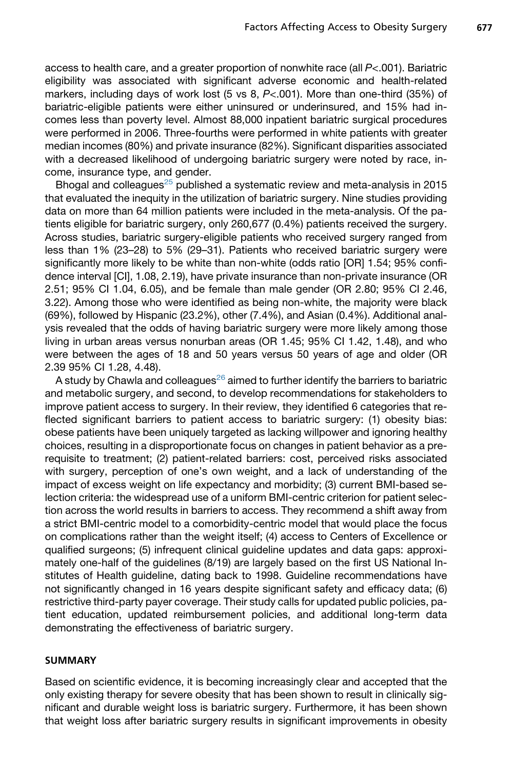access to health care, and a greater proportion of nonwhite race (all $P<.001$). Bariatric eligibility was associated with significant adverse economic and health-related markers, including days of work lost (5 vs 8, $P<.001$). More than one-third (35%) of bariatric-eligible patients were either uninsured or underinsured, and 15% had incomes less than poverty level. Almost 88,000 inpatient bariatric surgical procedures were performed in 2006. Three-fourths were performed in white patients with greater median incomes (80%) and private insurance (82%). Significant disparities associated with a decreased likelihood of undergoing bariatric surgery were noted by race, income, insurance type, and gender.

Bhogal and colleagues[25] published a systematic review and meta-analysis in 2015 that evaluated the inequity in the utilization of bariatric surgery. Nine studies providing data on more than 64 million patients were included in the meta-analysis. Of the patients eligible for bariatric surgery, only 260,677 (0.4%) patients received the surgery. Across studies, bariatric surgery-eligible patients who received surgery ranged from less than 1% (23–28) to 5% (29–31). Patients who received bariatric surgery were significantly more likely to be white than non-white (odds ratio [OR] 1.54; 95% confidence interval [CI], 1.08, 2.19), have private insurance than non-private insurance (OR 2.51; 95% CI 1.04, 6.05), and be female than male gender (OR 2.80; 95% CI 2.46, 3.22). Among those who were identified as being non-white, the majority were black (69%), followed by Hispanic (23.2%), other (7.4%), and Asian (0.4%). Additional analysis revealed that the odds of having bariatric surgery were more likely among those living in urban areas versus nonurban areas (OR 1.45; 95% CI 1.42, 1.48), and who were between the ages of 18 and 50 years versus 50 years of age and older (OR 2.39 95% CI 1.28, 4.48).

A study by Chawla and colleagues[26] aimed to further identify the barriers to bariatric and metabolic surgery, and second, to develop recommendations for stakeholders to improve patient access to surgery. In their review, they identified 6 categories that reflected significant barriers to patient access to bariatric surgery: (1) obesity bias: obese patients have been uniquely targeted as lacking willpower and ignoring healthy choices, resulting in a disproportionate focus on changes in patient behavior as a prerequisite to treatment; (2) patient-related barriers: cost, perceived risks associated with surgery, perception of one's own weight, and a lack of understanding of the impact of excess weight on life expectancy and morbidity; (3) current BMI-based selection criteria: the widespread use of a uniform BMI-centric criterion for patient selection across the world results in barriers to access. They recommend a shift away from a strict BMI-centric model to a comorbidity-centric model that would place the focus on complications rather than the weight itself; (4) access to Centers of Excellence or qualified surgeons; (5) infrequent clinical guideline updates and data gaps: approximately one-half of the guidelines (8/19) are largely based on the first US National Institutes of Health guideline, dating back to 1998. Guideline recommendations have not significantly changed in 16 years despite significant safety and efficacy data; (6) restrictive third-party payer coverage. Their study calls for updated public policies, patient education, updated reimbursement policies, and additional long-term data demonstrating the effectiveness of bariatric surgery.

## SUMMARY

Based on scientific evidence, it is becoming increasingly clear and accepted that the only existing therapy for severe obesity that has been shown to result in clinically significant and durable weight loss is bariatric surgery. Furthermore, it has been shown that weight loss after bariatric surgery results in significant improvements in obesity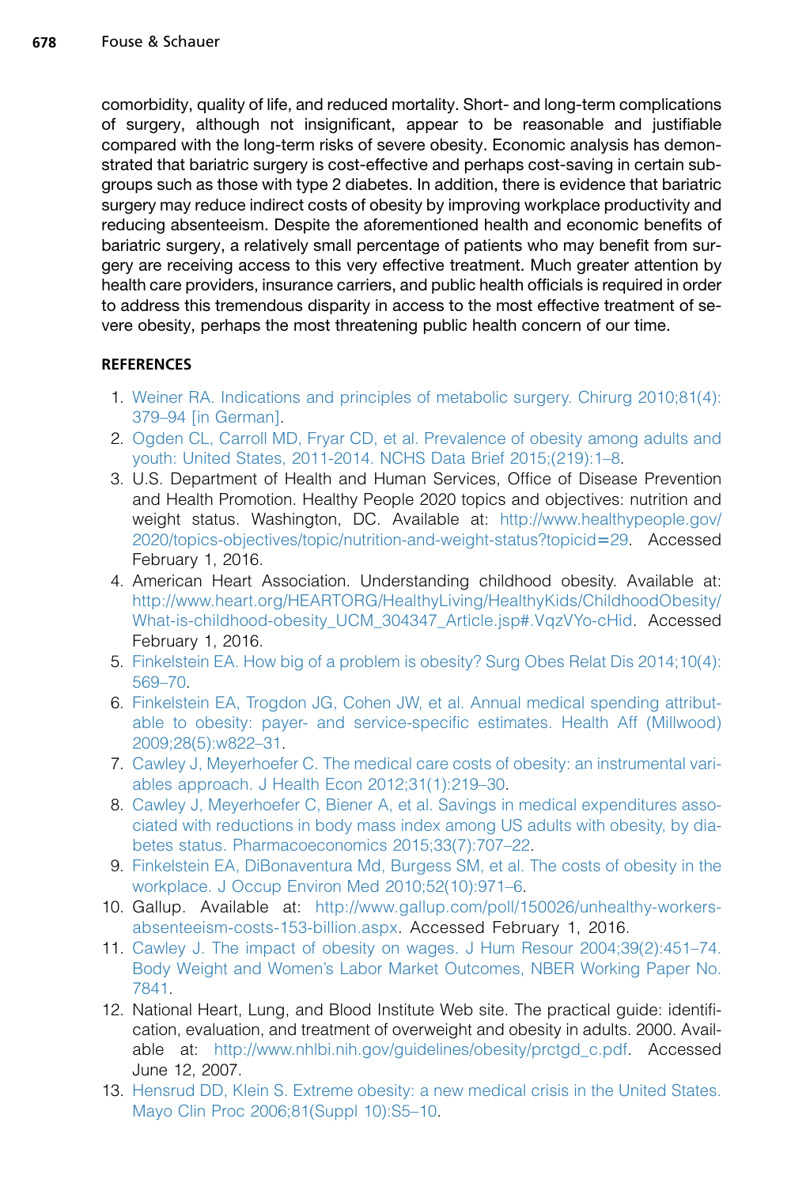comorbidity, quality of life, and reduced mortality. Short- and long-term complications of surgery, although not insignificant, appear to be reasonable and justifiable compared with the long-term risks of severe obesity. Economic analysis has demonstrated that bariatric surgery is cost-effective and perhaps cost-saving in certain subgroups such as those with type 2 diabetes. In addition, there is evidence that bariatric surgery may reduce indirect costs of obesity by improving workplace productivity and reducing absenteeism. Despite the aforementioned health and economic benefits of bariatric surgery, a relatively small percentage of patients who may benefit from surgery are receiving access to this very effective treatment. Much greater attention by health care providers, insurance carriers, and public health officials is required in order to address this tremendous disparity in access to the most effective treatment of severe obesity, perhaps the most threatening public health concern of our time.

## REFERENCES

1. Weiner RA. Indications and principles of metabolic surgery. Chirurg 2010;81(4):379–94 [in German].
2. Ogden CL, Carroll MD, Fryar CD, et al. Prevalence of obesity among adults and youth: United States, 2011-2014. NCHS Data Brief 2015;(219):1–8.
3. U.S. Department of Health and Human Services, Office of Disease Prevention and Health Promotion. Healthy People 2020 topics and objectives: nutrition and weight status. Washington, DC. Available at: http://www.healthypeople.gov/2020/topics-objectives/topic/nutrition-and-weight-status?topicid=29. Accessed February 1, 2016.
4. American Heart Association. Understanding childhood obesity. Available at: http://www.heart.org/HEARTORG/HealthyLiving/HealthyKids/ChildhoodObesity/What-is-childhood-obesity_UCM_304347_Article.jsp#.VqzVYo-cHid. Accessed February 1, 2016.
5. Finkelstein EA. How big of a problem is obesity? Surg Obes Relat Dis 2014;10(4):569–70.
6. Finkelstein EA, Trogdon JG, Cohen JW, et al. Annual medical spending attributable to obesity: payer- and service-specific estimates. Health Aff (Millwood) 2009;28(5):w822–31.
7. Cawley J, Meyerhoefer C. The medical care costs of obesity: an instrumental variables approach. J Health Econ 2012;31(1):219–30.
8. Cawley J, Meyerhoefer C, Biener A, et al. Savings in medical expenditures associated with reductions in body mass index among US adults with obesity, by diabetes status. Pharmacoeconomics 2015;33(7):707–22.
9. Finkelstein EA, DiBonaventura Md, Burgess SM, et al. The costs of obesity in the workplace. J Occup Environ Med 2010;52(10):971–6.
10. Gallup. Available at: http://www.gallup.com/poll/150026/unhealthy-workers-absenteeism-costs-153-billion.aspx. Accessed February 1, 2016.
11. Cawley J. The impact of obesity on wages. J Hum Resour 2004;39(2):451–74. Body Weight and Women's Labor Market Outcomes, NBER Working Paper No. 7841.
12. National Heart, Lung, and Blood Institute Web site. The practical guide: identification, evaluation, and treatment of overweight and obesity in adults. 2000. Available at: http://www.nhlbi.nih.gov/guidelines/obesity/prctgd_c.pdf. Accessed June 12, 2007.
13. Hensrud DD, Klein S. Extreme obesity: a new medical crisis in the United States. Mayo Clin Proc 2006;81(Suppl 10):S5–10.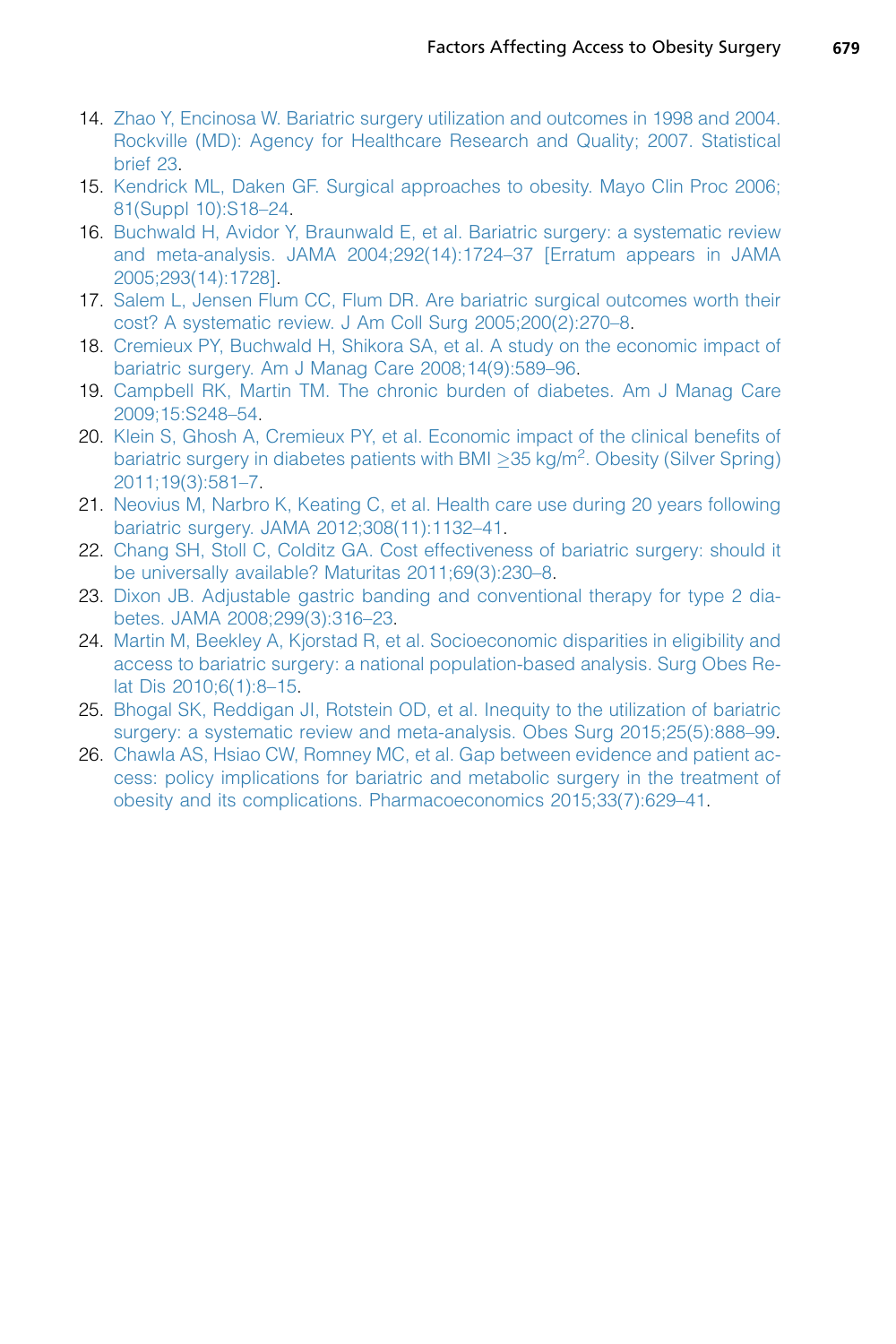14. Zhao Y, Encinosa W. Bariatric surgery utilization and outcomes in 1998 and 2004. Rockville (MD): Agency for Healthcare Research and Quality; 2007. Statistical brief 23.
15. Kendrick ML, Daken GF. Surgical approaches to obesity. Mayo Clin Proc 2006; 81(Suppl 10):S18–24.
16. Buchwald H, Avidor Y, Braunwald E, et al. Bariatric surgery: a systematic review and meta-analysis. JAMA 2004;292(14):1724–37 [Erratum appears in JAMA 2005;293(14):1728].
17. Salem L, Jensen Flum CC, Flum DR. Are bariatric surgical outcomes worth their cost? A systematic review. J Am Coll Surg 2005;200(2):270–8.
18. Cremieux PY, Buchwald H, Shikora SA, et al. A study on the economic impact of bariatric surgery. Am J Manag Care 2008;14(9):589–96.
19. Campbell RK, Martin TM. The chronic burden of diabetes. Am J Manag Care 2009;15:S248–54.
20. Klein S, Ghosh A, Cremieux PY, et al. Economic impact of the clinical benefits of bariatric surgery in diabetes patients with BMI $\geq$35 kg/m$^2$. Obesity (Silver Spring) 2011;19(3):581–7.
21. Neovius M, Narbro K, Keating C, et al. Health care use during 20 years following bariatric surgery. JAMA 2012;308(11):1132–41.
22. Chang SH, Stoll C, Colditz GA. Cost effectiveness of bariatric surgery: should it be universally available? Maturitas 2011;69(3):230–8.
23. Dixon JB. Adjustable gastric banding and conventional therapy for type 2 diabetes. JAMA 2008;299(3):316–23.
24. Martin M, Beekley A, Kjorstad R, et al. Socioeconomic disparities in eligibility and access to bariatric surgery: a national population-based analysis. Surg Obes Relat Dis 2010;6(1):8–15.
25. Bhogal SK, Reddigan JI, Rotstein OD, et al. Inequity to the utilization of bariatric surgery: a systematic review and meta-analysis. Obes Surg 2015;25(5):888–99.
26. Chawla AS, Hsiao CW, Romney MC, et al. Gap between evidence and patient access: policy implications for bariatric and metabolic surgery in the treatment of obesity and its complications. Pharmacoeconomics 2015;33(7):629–41.